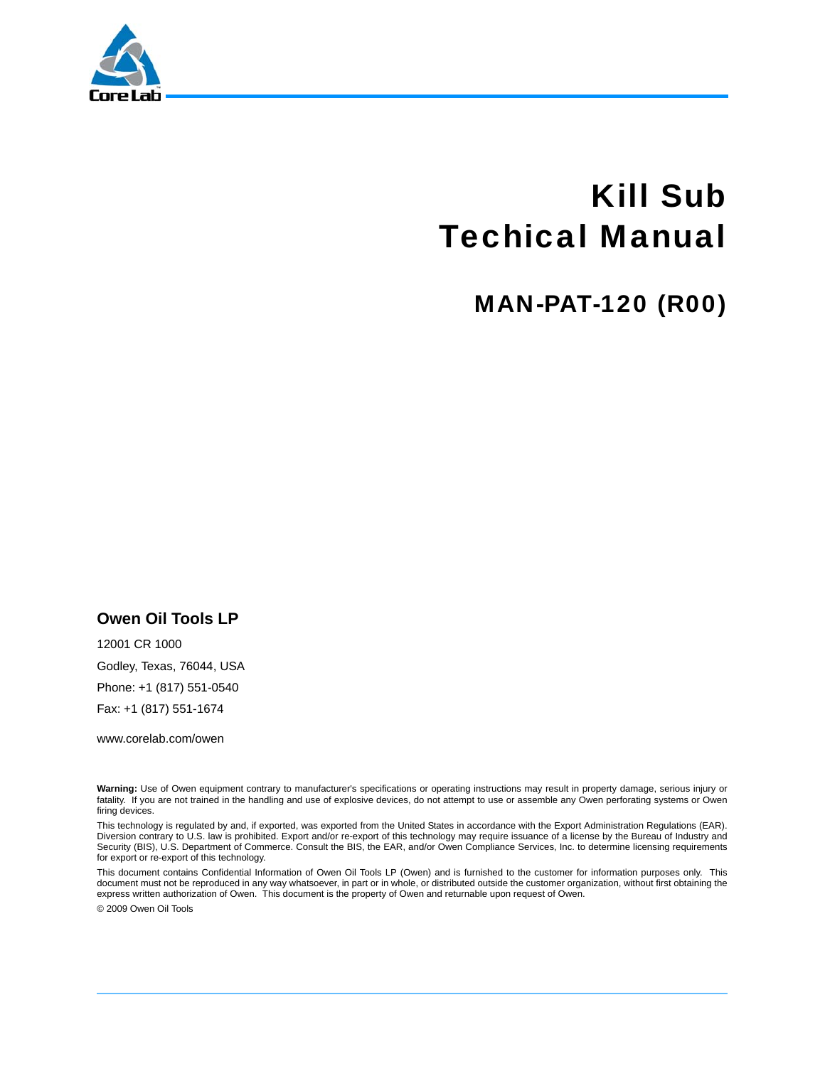# Kill Sub
# Techical Manual

## MAN-PAT-120 (R00)

**Owen Oil Tools LP**

12001 CR 1000

Godley, Texas, 76044, USA

Phone: +1 (817) 551-0540

Fax: +1 (817) 551-1674

www.corelab.com/owen

**Warning:** Use of Owen equipment contrary to manufacturer's specifications or operating instructions may result in property damage, serious injury or fatality. If you are not trained in the handling and use of explosive devices, do not attempt to use or assemble any Owen perforating systems or Owen firing devices.

This technology is regulated by and, if exported, was exported from the United States in accordance with the Export Administration Regulations (EAR). Diversion contrary to U.S. law is prohibited. Export and/or re-export of this technology may require issuance of a license by the Bureau of Industry and Security (BIS), U.S. Department of Commerce. Consult the BIS, the EAR, and/or Owen Compliance Services, Inc. to determine licensing requirements for export or re-export of this technology.

This document contains Confidential Information of Owen Oil Tools LP (Owen) and is furnished to the customer for information purposes only. This document must not be reproduced in any way whatsoever, in part or in whole, or distributed outside the customer organization, without first obtaining the express written authorization of Owen. This document is the property of Owen and returnable upon request of Owen.

© 2009 Owen Oil Tools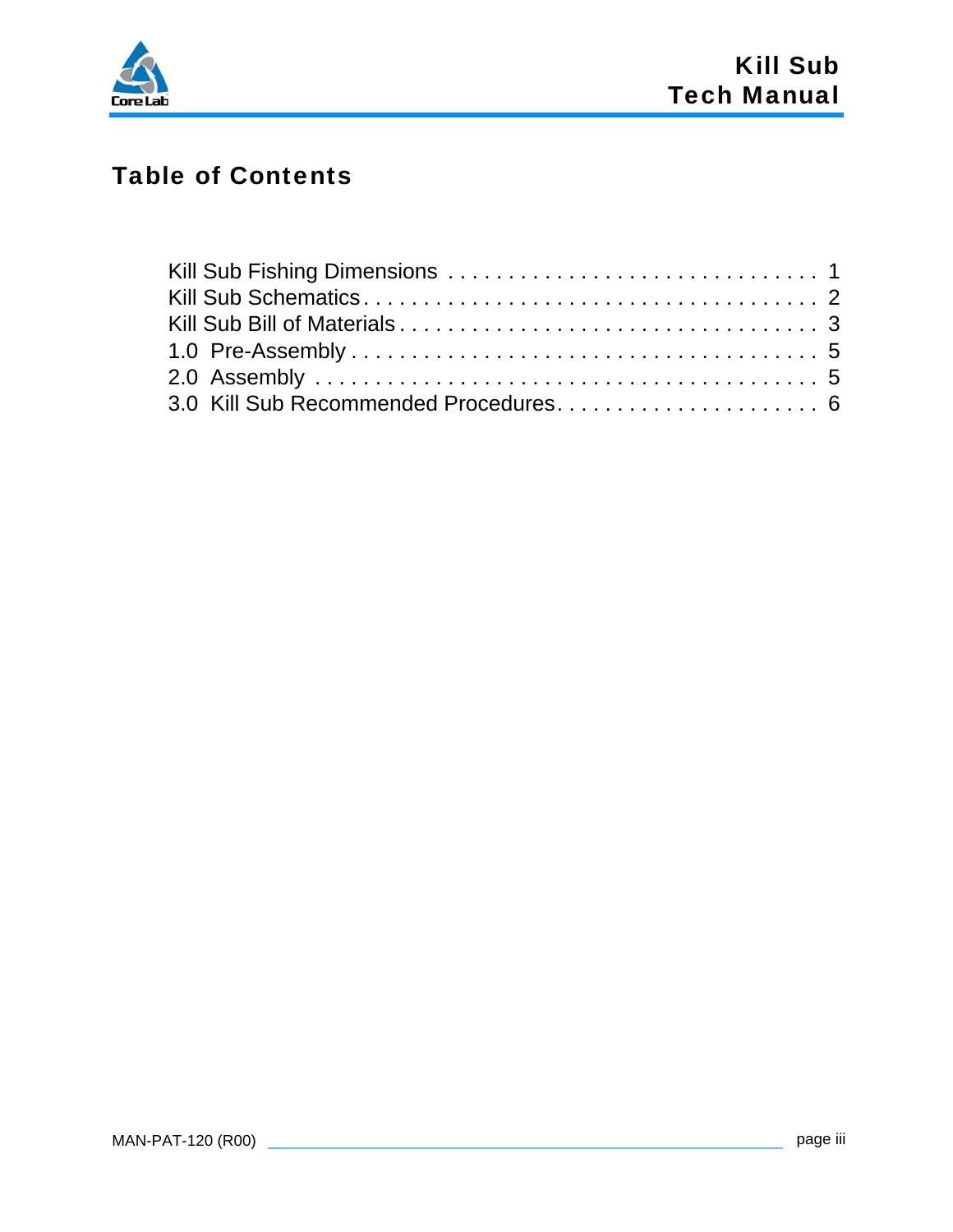# Table of Contents

Kill Sub Fishing Dimensions . . . . . . . . . . . . . . . . . . . . . . . . . . . . . . . 1
Kill Sub Schematics . . . . . . . . . . . . . . . . . . . . . . . . . . . . . . . . . . . . 2
Kill Sub Bill of Materials . . . . . . . . . . . . . . . . . . . . . . . . . . . . . . . . . 3
1.0 Pre-Assembly . . . . . . . . . . . . . . . . . . . . . . . . . . . . . . . . . . . . 5
2.0 Assembly . . . . . . . . . . . . . . . . . . . . . . . . . . . . . . . . . . . . . . . 5
3.0 Kill Sub Recommended Procedures . . . . . . . . . . . . . . . . . . . . . . 6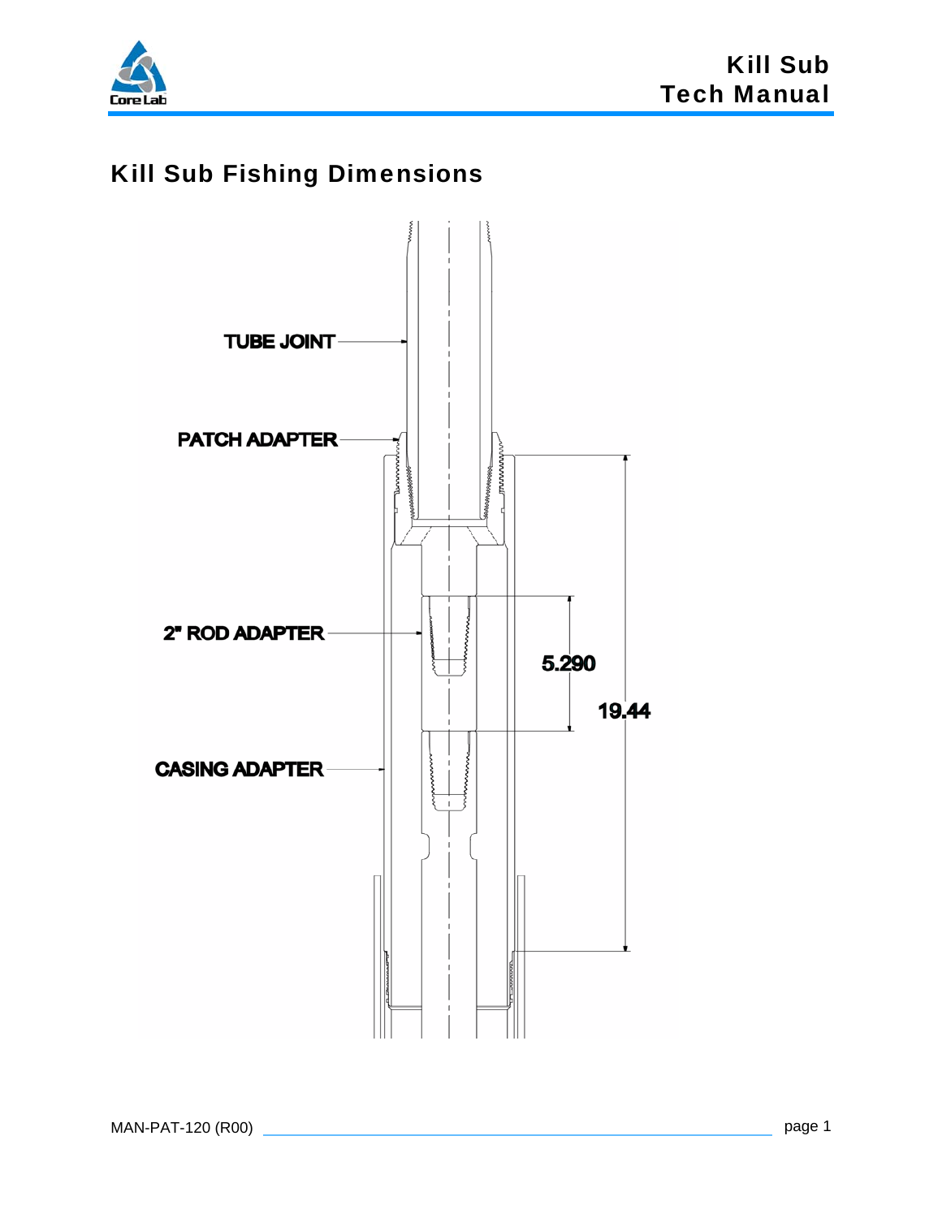# Kill Sub Fishing Dimensions

TUBE JOINT

PATCH ADAPTER

2" ROD ADAPTER

5.290

19.44

CASING ADAPTER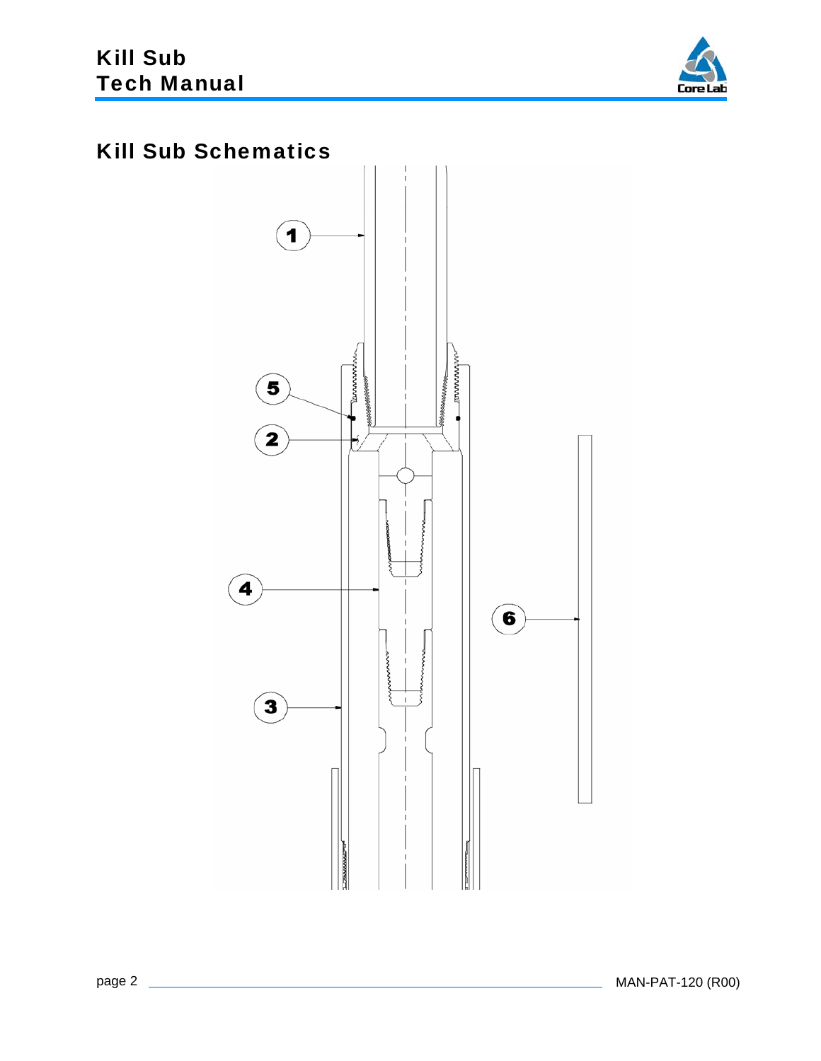## Kill Sub Schematics

1

5

2

4

6

3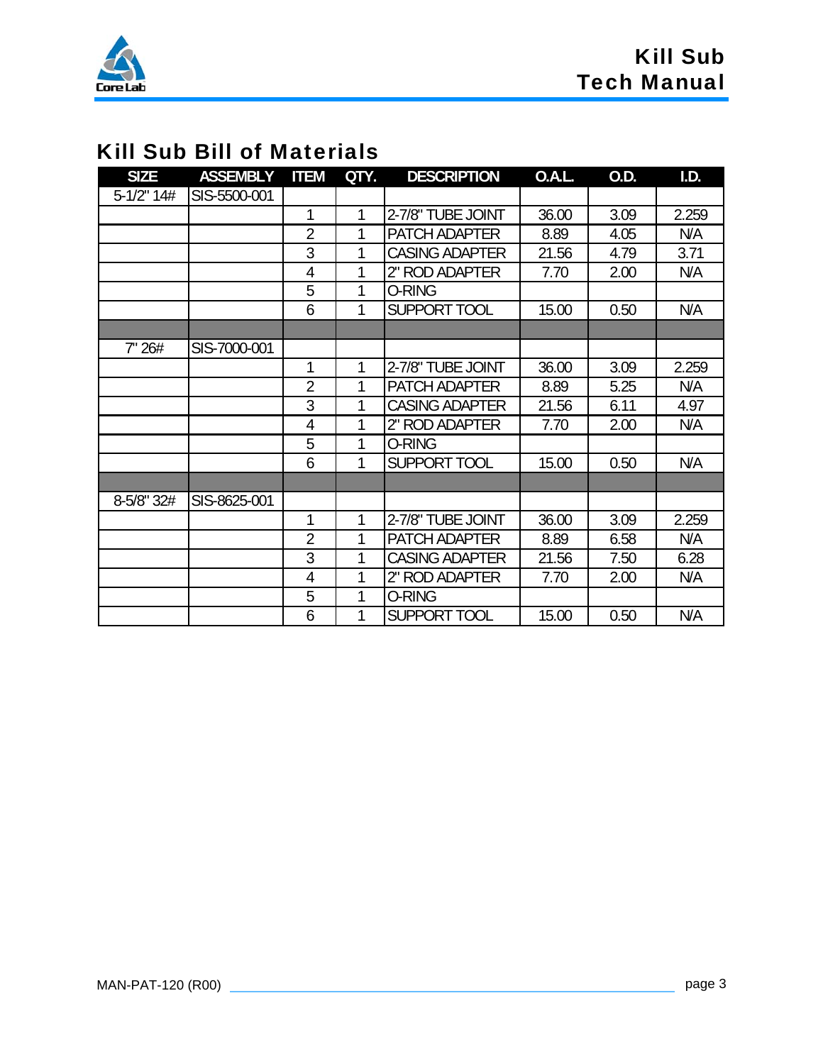## Kill Sub Bill of Materials

| SIZE | ASSEMBLY | ITEM | QTY. | DESCRIPTION | O.A.L. | O.D. | I.D. |
|---|---|---|---|---|---|---|---|
| 5-1/2" 14# | SIS-5500-001 | | | | | | |
| | | 1 | 1 | 2-7/8" TUBE JOINT | 36.00 | 3.09 | 2.259 |
| | | 2 | 1 | PATCH ADAPTER | 8.89 | 4.05 | N/A |
| | | 3 | 1 | CASING ADAPTER | 21.56 | 4.79 | 3.71 |
| | | 4 | 1 | 2" ROD ADAPTER | 7.70 | 2.00 | N/A |
| | | 5 | 1 | O-RING | | | |
| | | 6 | 1 | SUPPORT TOOL | 15.00 | 0.50 | N/A |
| | | | | | | | |
| 7" 26# | SIS-7000-001 | | | | | | |
| | | 1 | 1 | 2-7/8" TUBE JOINT | 36.00 | 3.09 | 2.259 |
| | | 2 | 1 | PATCH ADAPTER | 8.89 | 5.25 | N/A |
| | | 3 | 1 | CASING ADAPTER | 21.56 | 6.11 | 4.97 |
| | | 4 | 1 | 2" ROD ADAPTER | 7.70 | 2.00 | N/A |
| | | 5 | 1 | O-RING | | | |
| | | 6 | 1 | SUPPORT TOOL | 15.00 | 0.50 | N/A |
| | | | | | | | |
| 8-5/8" 32# | SIS-8625-001 | | | | | | |
| | | 1 | 1 | 2-7/8" TUBE JOINT | 36.00 | 3.09 | 2.259 |
| | | 2 | 1 | PATCH ADAPTER | 8.89 | 6.58 | N/A |
| | | 3 | 1 | CASING ADAPTER | 21.56 | 7.50 | 6.28 |
| | | 4 | 1 | 2" ROD ADAPTER | 7.70 | 2.00 | N/A |
| | | 5 | 1 | O-RING | | | |
| | | 6 | 1 | SUPPORT TOOL | 15.00 | 0.50 | N/A |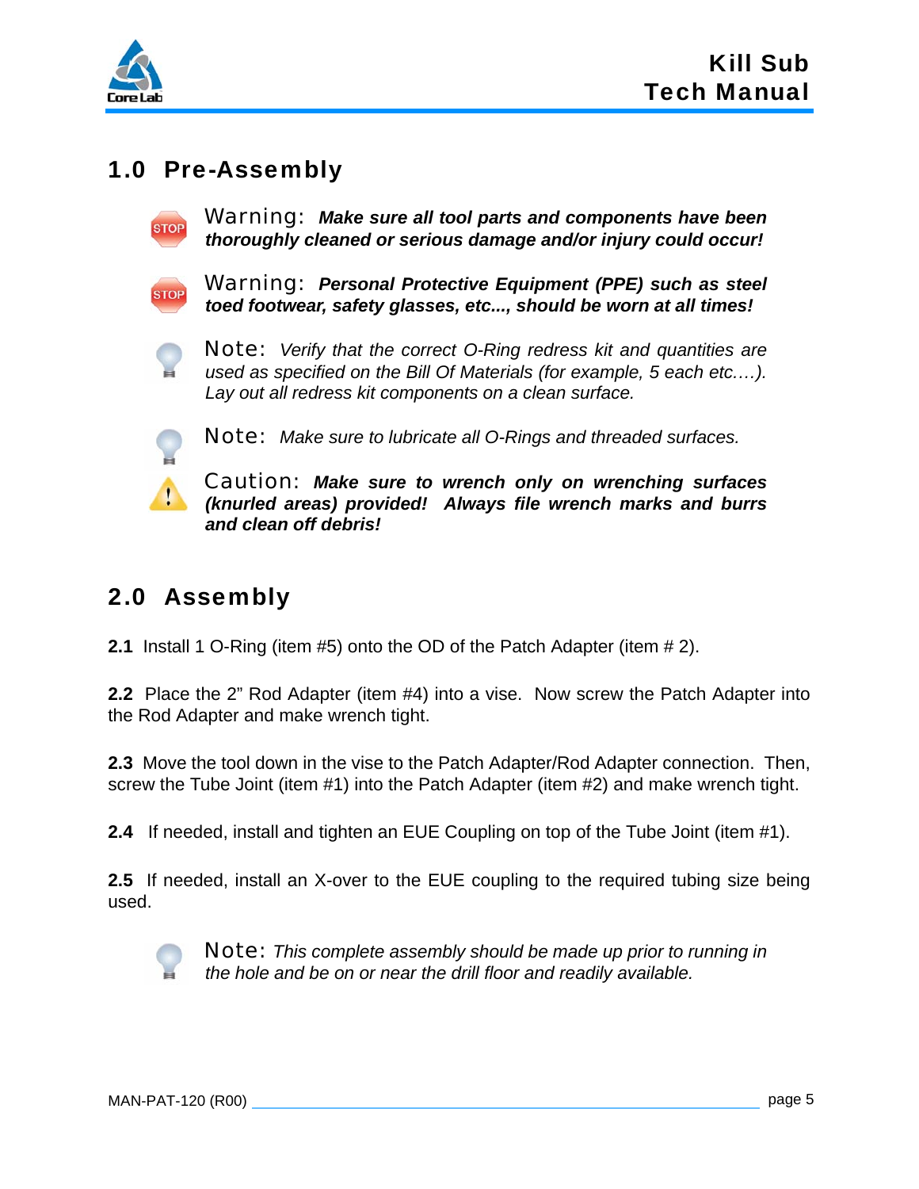## 1.0 Pre-Assembly

Warning: ***Make sure all tool parts and components have been thoroughly cleaned or serious damage and/or injury could occur!***

Warning: ***Personal Protective Equipment (PPE) such as steel toed footwear, safety glasses, etc..., should be worn at all times!***

Note: *Verify that the correct O-Ring redress kit and quantities are used as specified on the Bill Of Materials (for example, 5 each etc.…). Lay out all redress kit components on a clean surface.*

Note: *Make sure to lubricate all O-Rings and threaded surfaces.*

Caution: ***Make sure to wrench only on wrenching surfaces (knurled areas) provided! Always file wrench marks and burrs and clean off debris!***

## 2.0 Assembly

**2.1** Install 1 O-Ring (item #5) onto the OD of the Patch Adapter (item # 2).

**2.2** Place the 2" Rod Adapter (item #4) into a vise. Now screw the Patch Adapter into the Rod Adapter and make wrench tight.

**2.3** Move the tool down in the vise to the Patch Adapter/Rod Adapter connection. Then, screw the Tube Joint (item #1) into the Patch Adapter (item #2) and make wrench tight.

**2.4** If needed, install and tighten an EUE Coupling on top of the Tube Joint (item #1).

**2.5** If needed, install an X-over to the EUE coupling to the required tubing size being used.

Note: *This complete assembly should be made up prior to running in the hole and be on or near the drill floor and readily available.*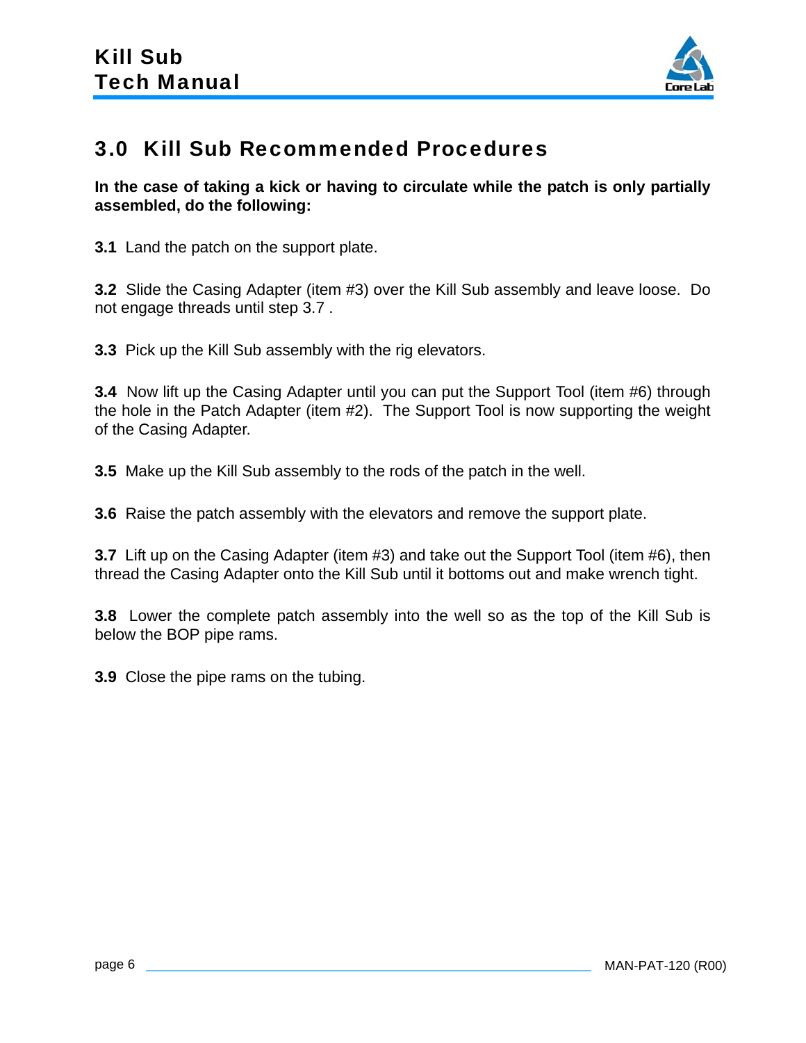## 3.0 Kill Sub Recommended Procedures

**In the case of taking a kick or having to circulate while the patch is only partially assembled, do the following:**

**3.1** Land the patch on the support plate.

**3.2** Slide the Casing Adapter (item #3) over the Kill Sub assembly and leave loose. Do not engage threads until step 3.7 .

**3.3** Pick up the Kill Sub assembly with the rig elevators.

**3.4** Now lift up the Casing Adapter until you can put the Support Tool (item #6) through the hole in the Patch Adapter (item #2). The Support Tool is now supporting the weight of the Casing Adapter.

**3.5** Make up the Kill Sub assembly to the rods of the patch in the well.

**3.6** Raise the patch assembly with the elevators and remove the support plate.

**3.7** Lift up on the Casing Adapter (item #3) and take out the Support Tool (item #6), then thread the Casing Adapter onto the Kill Sub until it bottoms out and make wrench tight.

**3.8** Lower the complete patch assembly into the well so as the top of the Kill Sub is below the BOP pipe rams.

**3.9** Close the pipe rams on the tubing.